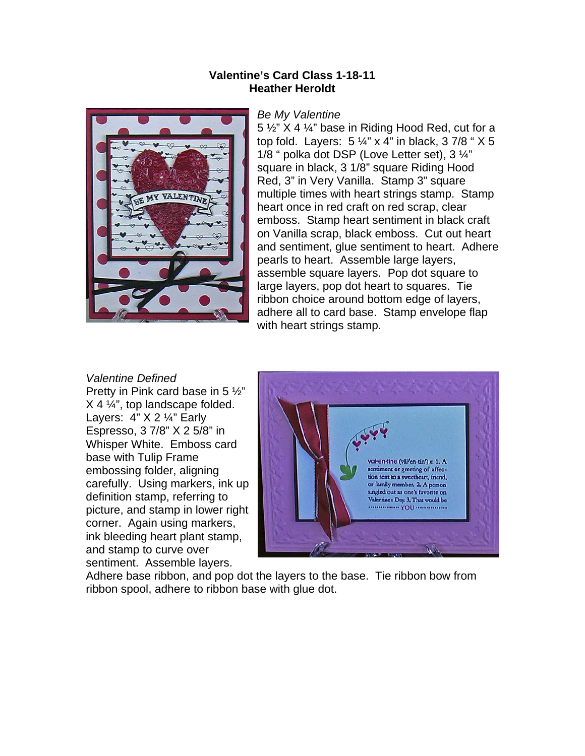**Valentine's Card Class 1-18-11**
**Heather Heroldt**

*Be My Valentine*

5 ½" X 4 ¼" base in Riding Hood Red, cut for a top fold. Layers: 5 ¼" x 4" in black, 3 7/8 " X 5 1/8 " polka dot DSP (Love Letter set), 3 ¼" square in black, 3 1/8" square Riding Hood Red, 3" in Very Vanilla. Stamp 3" square multiple times with heart strings stamp. Stamp heart once in red craft on red scrap, clear emboss. Stamp heart sentiment in black craft on Vanilla scrap, black emboss. Cut out heart and sentiment, glue sentiment to heart. Adhere pearls to heart. Assemble large layers, assemble square layers. Pop dot square to large layers, pop dot heart to squares. Tie ribbon choice around bottom edge of layers, adhere all to card base. Stamp envelope flap with heart strings stamp.

*Valentine Defined*

Pretty in Pink card base in 5 ½" X 4 ¼", top landscape folded. Layers: 4" X 2 ¼" Early Espresso, 3 7/8" X 2 5/8" in Whisper White. Emboss card base with Tulip Frame embossing folder, aligning carefully. Using markers, ink up definition stamp, referring to picture, and stamp in lower right corner. Again using markers, ink bleeding heart plant stamp, and stamp to curve over sentiment. Assemble layers. Adhere base ribbon, and pop dot the layers to the base. Tie ribbon bow from ribbon spool, adhere to ribbon base with glue dot.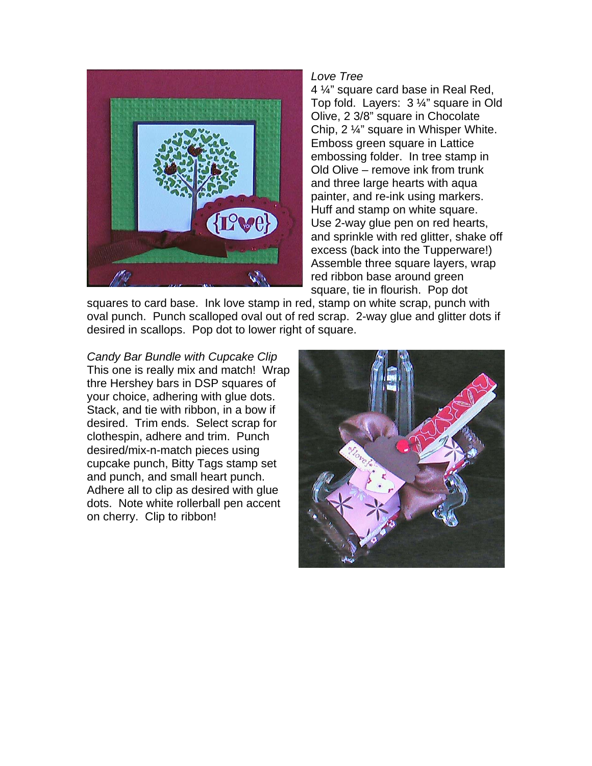*Love Tree*

4 ¼” square card base in Real Red, Top fold. Layers: 3 ¼” square in Old Olive, 2 3/8” square in Chocolate Chip, 2 ¼” square in Whisper White. Emboss green square in Lattice embossing folder. In tree stamp in Old Olive – remove ink from trunk and three large hearts with aqua painter, and re-ink using markers. Huff and stamp on white square. Use 2-way glue pen on red hearts, and sprinkle with red glitter, shake off excess (back into the Tupperware!) Assemble three square layers, wrap red ribbon base around green square, tie in flourish. Pop dot squares to card base. Ink love stamp in red, stamp on white scrap, punch with oval punch. Punch scalloped oval out of red scrap. 2-way glue and glitter dots if desired in scallops. Pop dot to lower right of square.

*Candy Bar Bundle with Cupcake Clip*

This one is really mix and match! Wrap thre Hershey bars in DSP squares of your choice, adhering with glue dots. Stack, and tie with ribbon, in a bow if desired. Trim ends. Select scrap for clothespin, adhere and trim. Punch desired/mix-n-match pieces using cupcake punch, Bitty Tags stamp set and punch, and small heart punch. Adhere all to clip as desired with glue dots. Note white rollerball pen accent on cherry. Clip to ribbon!